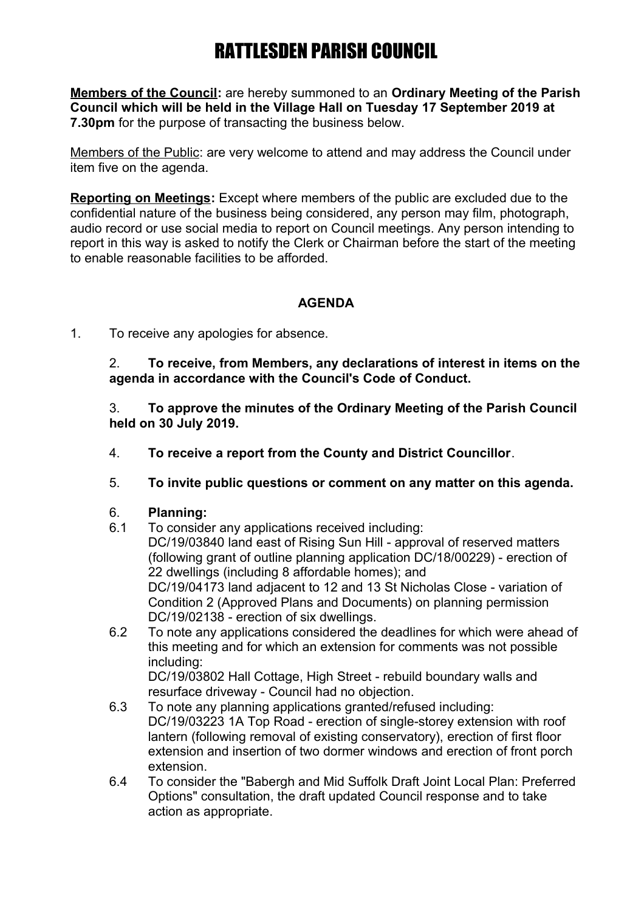# RATTLESDEN PARISH COUNCIL

**Members of the Council:** are hereby summoned to an **Ordinary Meeting of the Parish Council which will be held in the Village Hall on Tuesday 17 September 2019 at 7.30pm** for the purpose of transacting the business below.

Members of the Public: are very welcome to attend and may address the Council under item five on the agenda.

**Reporting on Meetings:** Except where members of the public are excluded due to the confidential nature of the business being considered, any person may film, photograph, audio record or use social media to report on Council meetings. Any person intending to report in this way is asked to notify the Clerk or Chairman before the start of the meeting to enable reasonable facilities to be afforded.

## AGENDA

1. To receive any apologies for absence.

2. **To receive, from Members, any declarations of interest in items on the agenda in accordance with the Council's Code of Conduct.**

3. **To approve the minutes of the Ordinary Meeting of the Parish Council held on 30 July 2019.**

4. **To receive a report from the County and District Councillor**.

5. **To invite public questions or comment on any matter on this agenda.**

6. **Planning:**

6.1 To consider any applications received including:
DC/19/03840 land east of Rising Sun Hill - approval of reserved matters (following grant of outline planning application DC/18/00229) - erection of 22 dwellings (including 8 affordable homes); and
DC/19/04173 land adjacent to 12 and 13 St Nicholas Close - variation of Condition 2 (Approved Plans and Documents) on planning permission DC/19/02138 - erection of six dwellings.

6.2 To note any applications considered the deadlines for which were ahead of this meeting and for which an extension for comments was not possible including:
DC/19/03802 Hall Cottage, High Street - rebuild boundary walls and resurface driveway - Council had no objection.

6.3 To note any planning applications granted/refused including:
DC/19/03223 1A Top Road - erection of single-storey extension with roof lantern (following removal of existing conservatory), erection of first floor extension and insertion of two dormer windows and erection of front porch extension.

6.4 To consider the "Babergh and Mid Suffolk Draft Joint Local Plan: Preferred Options" consultation, the draft updated Council response and to take action as appropriate.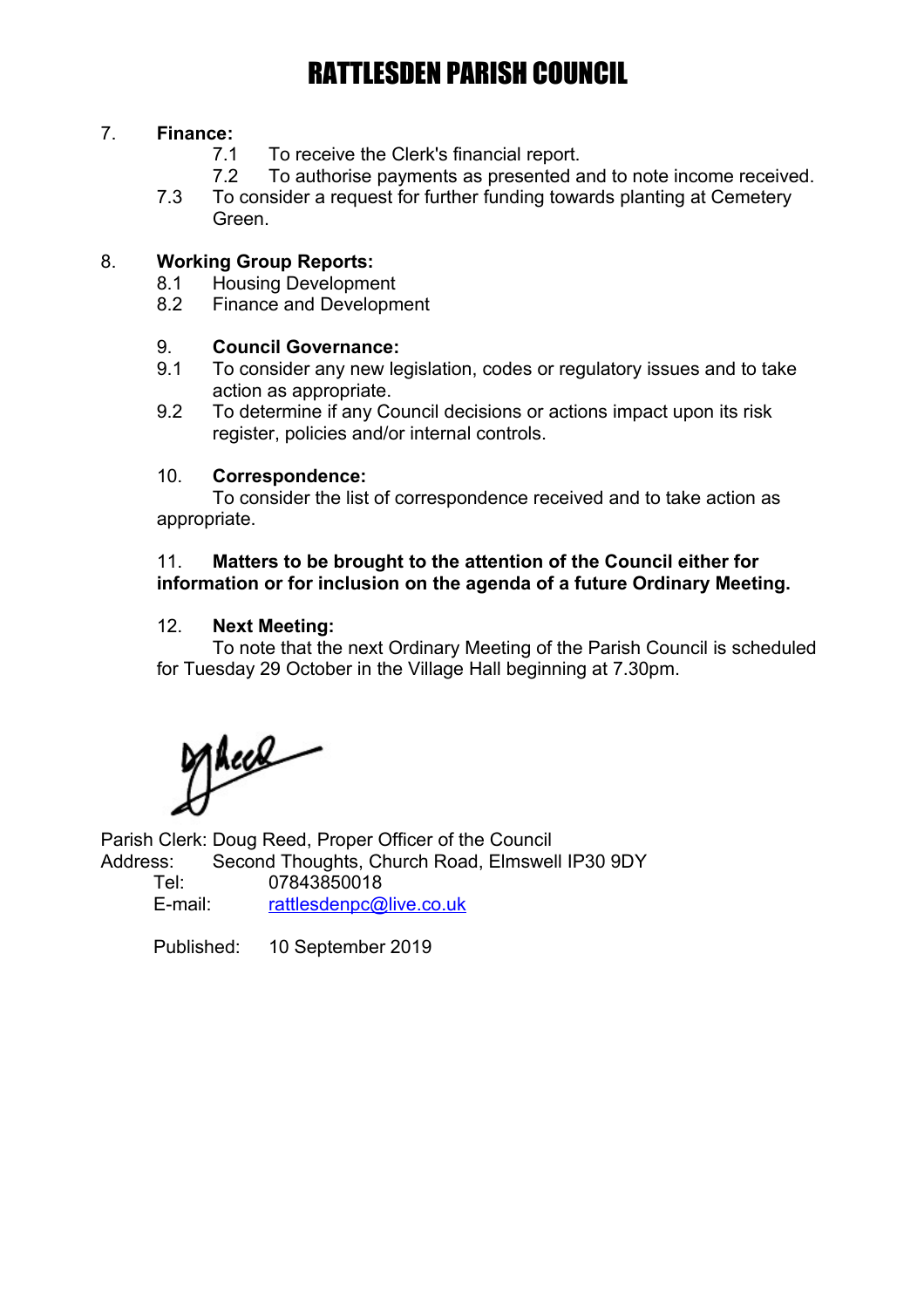# RATTLESDEN PARISH COUNCIL

7. **Finance:**
   - 7.1 To receive the Clerk's financial report.
   - 7.2 To authorise payments as presented and to note income received.
   - 7.3 To consider a request for further funding towards planting at Cemetery Green.

8. **Working Group Reports:**
   - 8.1 Housing Development
   - 8.2 Finance and Development

9. **Council Governance:**
   - 9.1 To consider any new legislation, codes or regulatory issues and to take action as appropriate.
   - 9.2 To determine if any Council decisions or actions impact upon its risk register, policies and/or internal controls.

10. **Correspondence:**
    To consider the list of correspondence received and to take action as appropriate.

11. **Matters to be brought to the attention of the Council either for information or for inclusion on the agenda of a future Ordinary Meeting.**

12. **Next Meeting:**
    To note that the next Ordinary Meeting of the Parish Council is scheduled for Tuesday 29 October in the Village Hall beginning at 7.30pm.

Parish Clerk: Doug Reed, Proper Officer of the Council
Address: Second Thoughts, Church Road, Elmswell IP30 9DY
Tel: 07843850018
E-mail: rattlesdenpc@live.co.uk

Published: 10 September 2019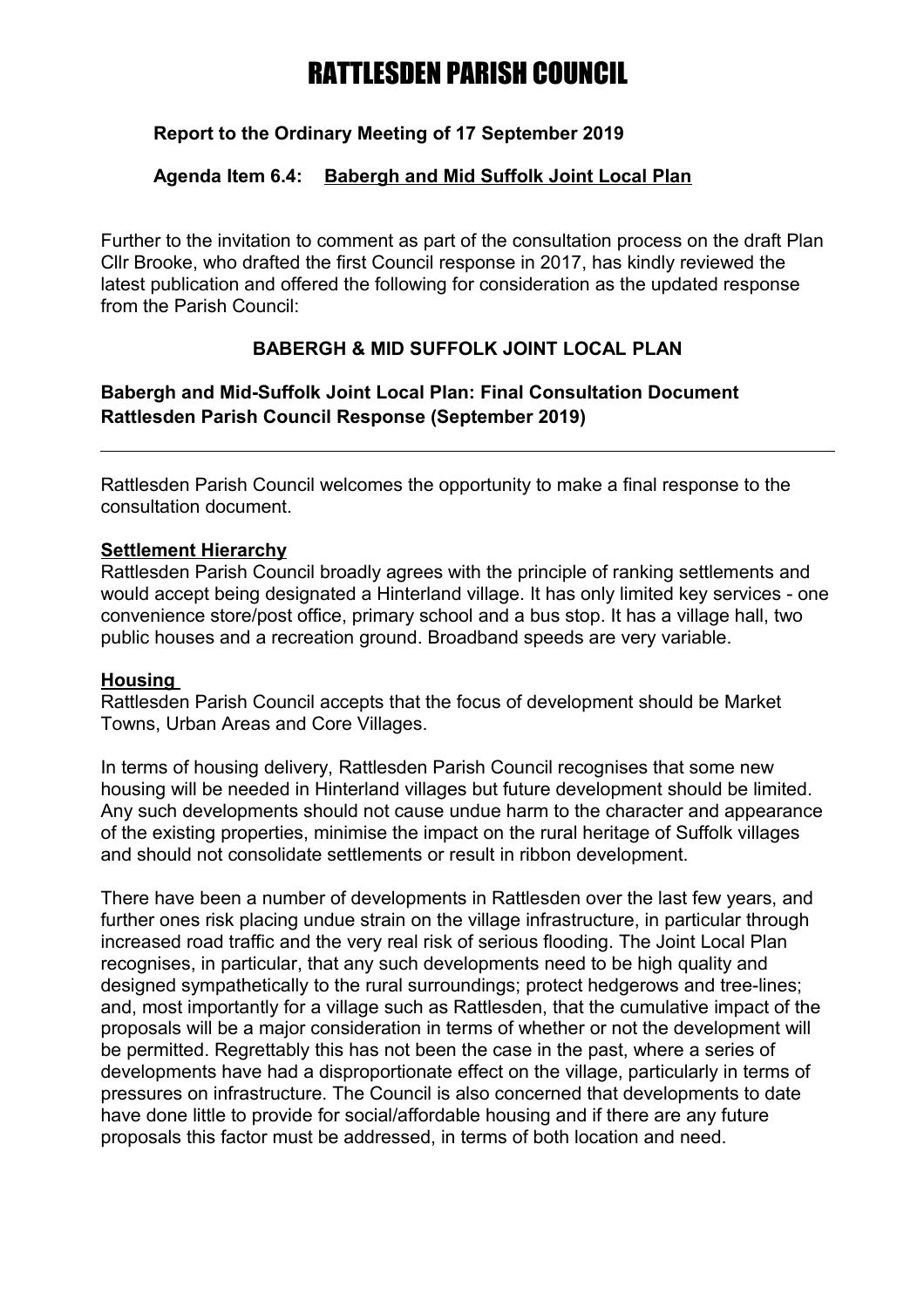# RATTLESDEN PARISH COUNCIL

**Report to the Ordinary Meeting of 17 September 2019**

**Agenda Item 6.4: <u>Babergh and Mid Suffolk Joint Local Plan</u>**

Further to the invitation to comment as part of the consultation process on the draft Plan Cllr Brooke, who drafted the first Council response in 2017, has kindly reviewed the latest publication and offered the following for consideration as the updated response from the Parish Council:

**BABERGH & MID SUFFOLK JOINT LOCAL PLAN**

**Babergh and Mid-Suffolk Joint Local Plan: Final Consultation Document**
**Rattlesden Parish Council Response (September 2019)**

---

Rattlesden Parish Council welcomes the opportunity to make a final response to the consultation document.

**<u>Settlement Hierarchy</u>**

Rattlesden Parish Council broadly agrees with the principle of ranking settlements and would accept being designated a Hinterland village. It has only limited key services - one convenience store/post office, primary school and a bus stop. It has a village hall, two public houses and a recreation ground. Broadband speeds are very variable.

**<u>Housing</u>**

Rattlesden Parish Council accepts that the focus of development should be Market Towns, Urban Areas and Core Villages.

In terms of housing delivery, Rattlesden Parish Council recognises that some new housing will be needed in Hinterland villages but future development should be limited. Any such developments should not cause undue harm to the character and appearance of the existing properties, minimise the impact on the rural heritage of Suffolk villages and should not consolidate settlements or result in ribbon development.

There have been a number of developments in Rattlesden over the last few years, and further ones risk placing undue strain on the village infrastructure, in particular through increased road traffic and the very real risk of serious flooding. The Joint Local Plan recognises, in particular, that any such developments need to be high quality and designed sympathetically to the rural surroundings; protect hedgerows and tree-lines; and, most importantly for a village such as Rattlesden, that the cumulative impact of the proposals will be a major consideration in terms of whether or not the development will be permitted. Regrettably this has not been the case in the past, where a series of developments have had a disproportionate effect on the village, particularly in terms of pressures on infrastructure. The Council is also concerned that developments to date have done little to provide for social/affordable housing and if there are any future proposals this factor must be addressed, in terms of both location and need.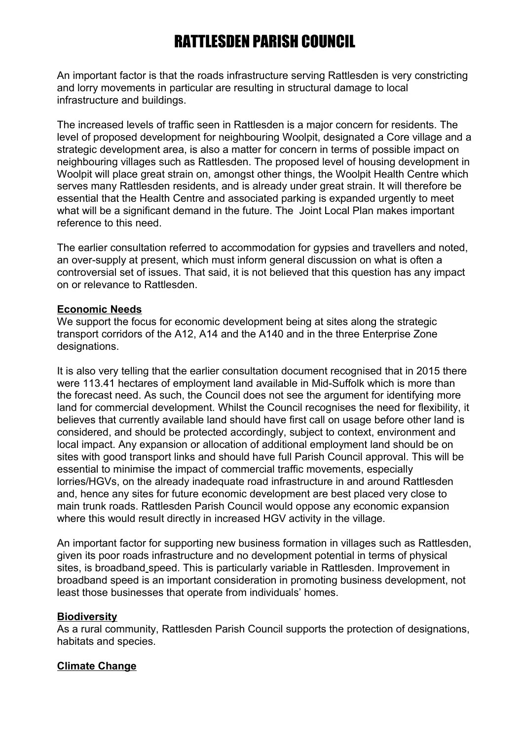# RATTLESDEN PARISH COUNCIL

An important factor is that the roads infrastructure serving Rattlesden is very constricting and lorry movements in particular are resulting in structural damage to local infrastructure and buildings.

The increased levels of traffic seen in Rattlesden is a major concern for residents. The level of proposed development for neighbouring Woolpit, designated a Core village and a strategic development area, is also a matter for concern in terms of possible impact on neighbouring villages such as Rattlesden. The proposed level of housing development in Woolpit will place great strain on, amongst other things, the Woolpit Health Centre which serves many Rattlesden residents, and is already under great strain. It will therefore be essential that the Health Centre and associated parking is expanded urgently to meet what will be a significant demand in the future. The Joint Local Plan makes important reference to this need.

The earlier consultation referred to accommodation for gypsies and travellers and noted, an over-supply at present, which must inform general discussion on what is often a controversial set of issues. That said, it is not believed that this question has any impact on or relevance to Rattlesden.

**Economic Needs**

We support the focus for economic development being at sites along the strategic transport corridors of the A12, A14 and the A140 and in the three Enterprise Zone designations.

It is also very telling that the earlier consultation document recognised that in 2015 there were 113.41 hectares of employment land available in Mid-Suffolk which is more than the forecast need. As such, the Council does not see the argument for identifying more land for commercial development. Whilst the Council recognises the need for flexibility, it believes that currently available land should have first call on usage before other land is considered, and should be protected accordingly, subject to context, environment and local impact. Any expansion or allocation of additional employment land should be on sites with good transport links and should have full Parish Council approval. This will be essential to minimise the impact of commercial traffic movements, especially lorries/HGVs, on the already inadequate road infrastructure in and around Rattlesden and, hence any sites for future economic development are best placed very close to main trunk roads. Rattlesden Parish Council would oppose any economic expansion where this would result directly in increased HGV activity in the village.

An important factor for supporting new business formation in villages such as Rattlesden, given its poor roads infrastructure and no development potential in terms of physical sites, is broadband speed. This is particularly variable in Rattlesden. Improvement in broadband speed is an important consideration in promoting business development, not least those businesses that operate from individuals' homes.

**Biodiversity**

As a rural community, Rattlesden Parish Council supports the protection of designations, habitats and species.

**Climate Change**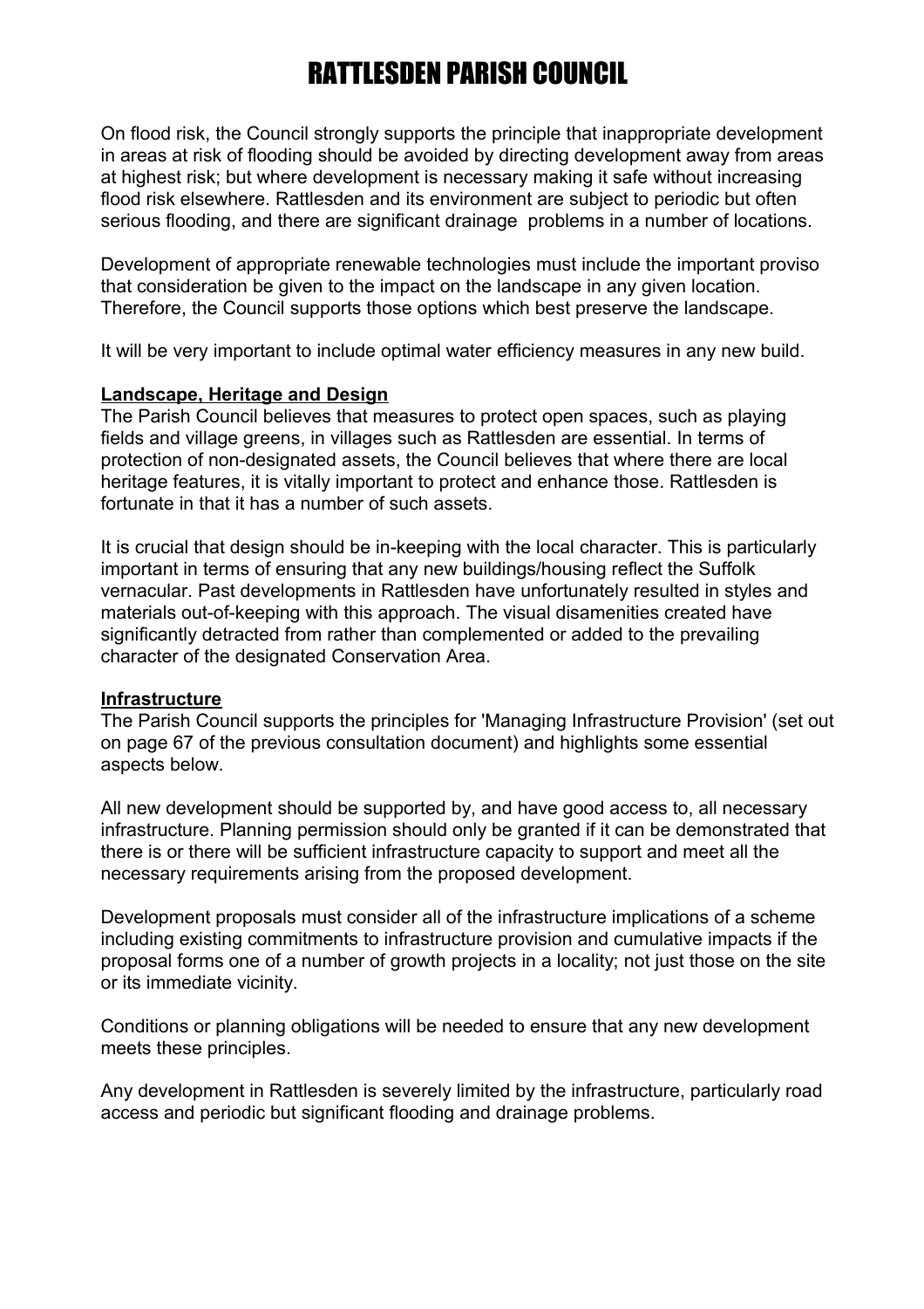# RATTLESDEN PARISH COUNCIL

On flood risk, the Council strongly supports the principle that inappropriate development in areas at risk of flooding should be avoided by directing development away from areas at highest risk; but where development is necessary making it safe without increasing flood risk elsewhere. Rattlesden and its environment are subject to periodic but often serious flooding, and there are significant drainage problems in a number of locations.

Development of appropriate renewable technologies must include the important proviso that consideration be given to the impact on the landscape in any given location. Therefore, the Council supports those options which best preserve the landscape.

It will be very important to include optimal water efficiency measures in any new build.

**Landscape, Heritage and Design**

The Parish Council believes that measures to protect open spaces, such as playing fields and village greens, in villages such as Rattlesden are essential. In terms of protection of non-designated assets, the Council believes that where there are local heritage features, it is vitally important to protect and enhance those. Rattlesden is fortunate in that it has a number of such assets.

It is crucial that design should be in-keeping with the local character. This is particularly important in terms of ensuring that any new buildings/housing reflect the Suffolk vernacular. Past developments in Rattlesden have unfortunately resulted in styles and materials out-of-keeping with this approach. The visual disamenities created have significantly detracted from rather than complemented or added to the prevailing character of the designated Conservation Area.

**Infrastructure**

The Parish Council supports the principles for 'Managing Infrastructure Provision' (set out on page 67 of the previous consultation document) and highlights some essential aspects below.

All new development should be supported by, and have good access to, all necessary infrastructure. Planning permission should only be granted if it can be demonstrated that there is or there will be sufficient infrastructure capacity to support and meet all the necessary requirements arising from the proposed development.

Development proposals must consider all of the infrastructure implications of a scheme including existing commitments to infrastructure provision and cumulative impacts if the proposal forms one of a number of growth projects in a locality; not just those on the site or its immediate vicinity.

Conditions or planning obligations will be needed to ensure that any new development meets these principles.

Any development in Rattlesden is severely limited by the infrastructure, particularly road access and periodic but significant flooding and drainage problems.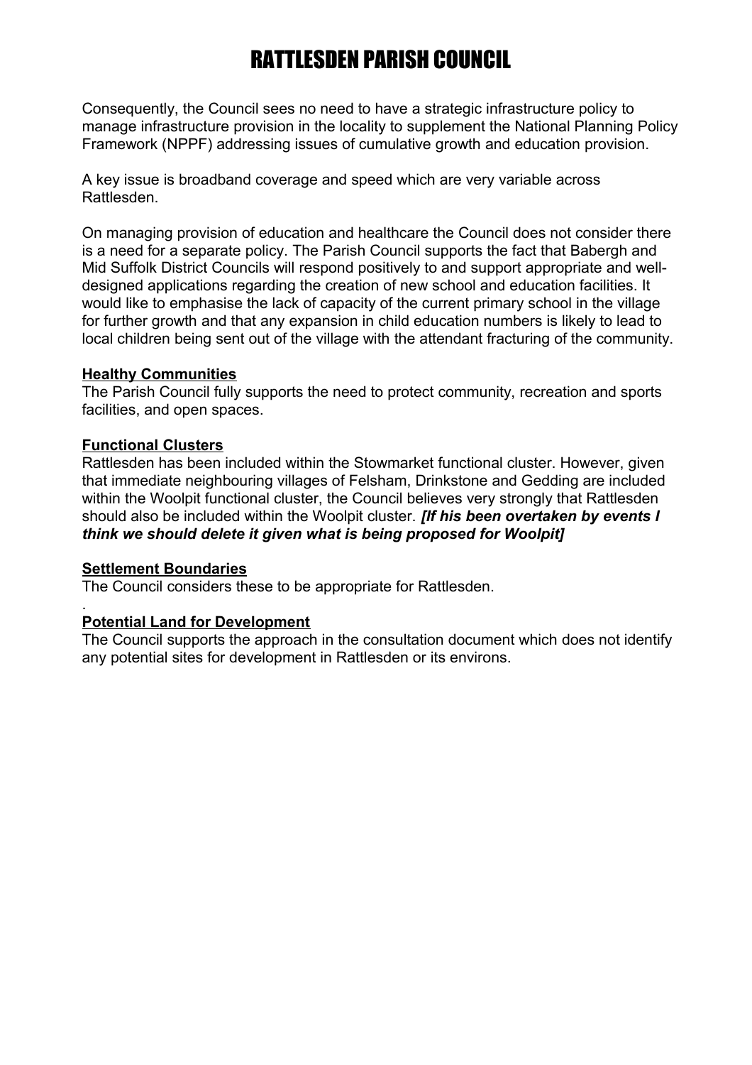Consequently, the Council sees no need to have a strategic infrastructure policy to manage infrastructure provision in the locality to supplement the National Planning Policy Framework (NPPF) addressing issues of cumulative growth and education provision.

A key issue is broadband coverage and speed which are very variable across Rattlesden.

On managing provision of education and healthcare the Council does not consider there is a need for a separate policy. The Parish Council supports the fact that Babergh and Mid Suffolk District Councils will respond positively to and support appropriate and well-designed applications regarding the creation of new school and education facilities. It would like to emphasise the lack of capacity of the current primary school in the village for further growth and that any expansion in child education numbers is likely to lead to local children being sent out of the village with the attendant fracturing of the community.

**Healthy Communities**

The Parish Council fully supports the need to protect community, recreation and sports facilities, and open spaces.

**Functional Clusters**

Rattlesden has been included within the Stowmarket functional cluster. However, given that immediate neighbouring villages of Felsham, Drinkstone and Gedding are included within the Woolpit functional cluster, the Council believes very strongly that Rattlesden should also be included within the Woolpit cluster. ***[If his been overtaken by events I think we should delete it given what is being proposed for Woolpit]***

**Settlement Boundaries**

The Council considers these to be appropriate for Rattlesden.

.

**Potential Land for Development**

The Council supports the approach in the consultation document which does not identify any potential sites for development in Rattlesden or its environs.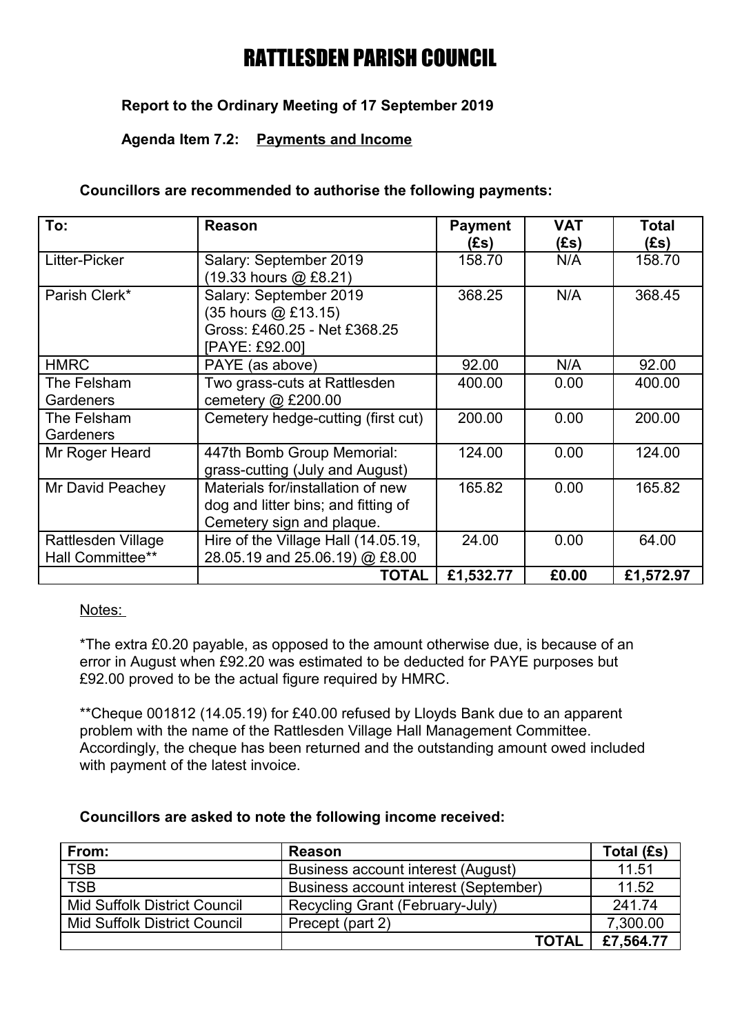# RATTLESDEN PARISH COUNCIL

**Report to the Ordinary Meeting of 17 September 2019**

**Agenda Item 7.2: <u>Payments and Income</u>**

**Councillors are recommended to authorise the following payments:**

| To: | Reason | Payment (£s) | VAT (£s) | Total (£s) |
|---|---|---|---|---|
| Litter-Picker | Salary: September 2019 (19.33 hours @ £8.21) | 158.70 | N/A | 158.70 |
| Parish Clerk* | Salary: September 2019 (35 hours @ £13.15) Gross: £460.25 - Net £368.25 [PAYE: £92.00] | 368.25 | N/A | 368.45 |
| HMRC | PAYE (as above) | 92.00 | N/A | 92.00 |
| The Felsham Gardeners | Two grass-cuts at Rattlesden cemetery @ £200.00 | 400.00 | 0.00 | 400.00 |
| The Felsham Gardeners | Cemetery hedge-cutting (first cut) | 200.00 | 0.00 | 200.00 |
| Mr Roger Heard | 447th Bomb Group Memorial: grass-cutting (July and August) | 124.00 | 0.00 | 124.00 |
| Mr David Peachey | Materials for/installation of new dog and litter bins; and fitting of Cemetery sign and plaque. | 165.82 | 0.00 | 165.82 |
| Rattlesden Village Hall Committee** | Hire of the Village Hall (14.05.19, 28.05.19 and 25.06.19) @ £8.00 | 24.00 | 0.00 | 64.00 |
| | **TOTAL** | **£1,532.77** | **£0.00** | **£1,572.97** |

<u>Notes:</u>

*The extra £0.20 payable, as opposed to the amount otherwise due, is because of an error in August when £92.20 was estimated to be deducted for PAYE purposes but £92.00 proved to be the actual figure required by HMRC.

**Cheque 001812 (14.05.19) for £40.00 refused by Lloyds Bank due to an apparent problem with the name of the Rattlesden Village Hall Management Committee. Accordingly, the cheque has been returned and the outstanding amount owed included with payment of the latest invoice.

**Councillors are asked to note the following income received:**

| From: | Reason | Total (£s) |
|---|---|---|
| TSB | Business account interest (August) | 11.51 |
| TSB | Business account interest (September) | 11.52 |
| Mid Suffolk District Council | Recycling Grant (February-July) | 241.74 |
| Mid Suffolk District Council | Precept (part 2) | 7,300.00 |
| | **TOTAL** | **£7,564.77** |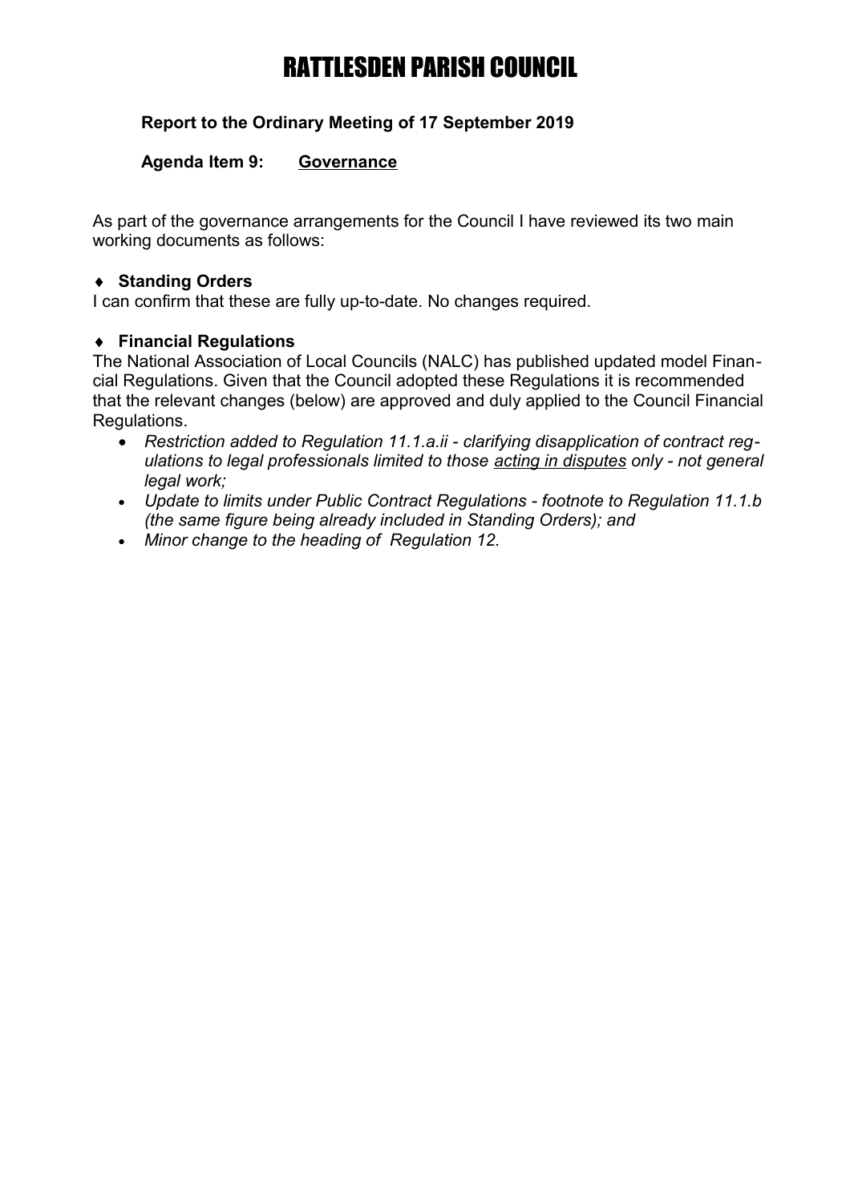# RATTLESDEN PARISH COUNCIL

**Report to the Ordinary Meeting of 17 September 2019**

**Agenda Item 9: <u>Governance</u>**

As part of the governance arrangements for the Council I have reviewed its two main working documents as follows:

- **Standing Orders**

I can confirm that these are fully up-to-date. No changes required.

- **Financial Regulations**

The National Association of Local Councils (NALC) has published updated model Financial Regulations. Given that the Council adopted these Regulations it is recommended that the relevant changes (below) are approved and duly applied to the Council Financial Regulations.

- *Restriction added to Regulation 11.1.a.ii - clarifying disapplication of contract regulations to legal professionals limited to those <u>acting in disputes</u> only - not general legal work;*
- *Update to limits under Public Contract Regulations - footnote to Regulation 11.1.b (the same figure being already included in Standing Orders); and*
- *Minor change to the heading of Regulation 12.*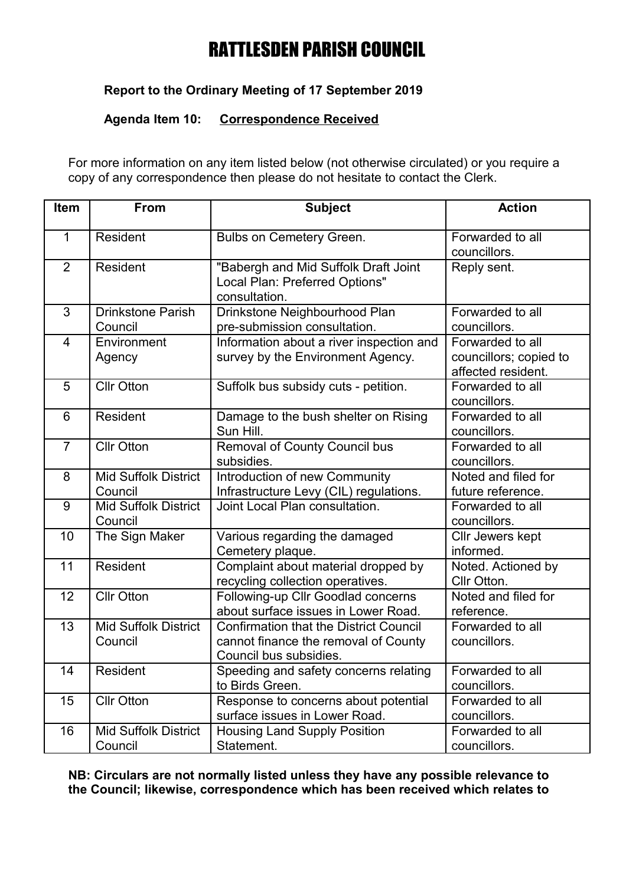# RATTLESDEN PARISH COUNCIL

**Report to the Ordinary Meeting of 17 September 2019**

**Agenda Item 10: Correspondence Received**

For more information on any item listed below (not otherwise circulated) or you require a copy of any correspondence then please do not hesitate to contact the Clerk.

| Item | From | Subject | Action |
|---|---|---|---|
| 1 | Resident | Bulbs on Cemetery Green. | Forwarded to all councillors. |
| 2 | Resident | "Babergh and Mid Suffolk Draft Joint Local Plan: Preferred Options" consultation. | Reply sent. |
| 3 | Drinkstone Parish Council | Drinkstone Neighbourhood Plan pre-submission consultation. | Forwarded to all councillors. |
| 4 | Environment Agency | Information about a river inspection and survey by the Environment Agency. | Forwarded to all councillors; copied to affected resident. |
| 5 | Cllr Otton | Suffolk bus subsidy cuts - petition. | Forwarded to all councillors. |
| 6 | Resident | Damage to the bush shelter on Rising Sun Hill. | Forwarded to all councillors. |
| 7 | Cllr Otton | Removal of County Council bus subsidies. | Forwarded to all councillors. |
| 8 | Mid Suffolk District Council | Introduction of new Community Infrastructure Levy (CIL) regulations. | Noted and filed for future reference. |
| 9 | Mid Suffolk District Council | Joint Local Plan consultation. | Forwarded to all councillors. |
| 10 | The Sign Maker | Various regarding the damaged Cemetery plaque. | Cllr Jewers kept informed. |
| 11 | Resident | Complaint about material dropped by recycling collection operatives. | Noted. Actioned by Cllr Otton. |
| 12 | Cllr Otton | Following-up Cllr Goodlad concerns about surface issues in Lower Road. | Noted and filed for reference. |
| 13 | Mid Suffolk District Council | Confirmation that the District Council cannot finance the removal of County Council bus subsidies. | Forwarded to all councillors. |
| 14 | Resident | Speeding and safety concerns relating to Birds Green. | Forwarded to all councillors. |
| 15 | Cllr Otton | Response to concerns about potential surface issues in Lower Road. | Forwarded to all councillors. |
| 16 | Mid Suffolk District Council | Housing Land Supply Position Statement. | Forwarded to all councillors. |

**NB: Circulars are not normally listed unless they have any possible relevance to the Council; likewise, correspondence which has been received which relates to**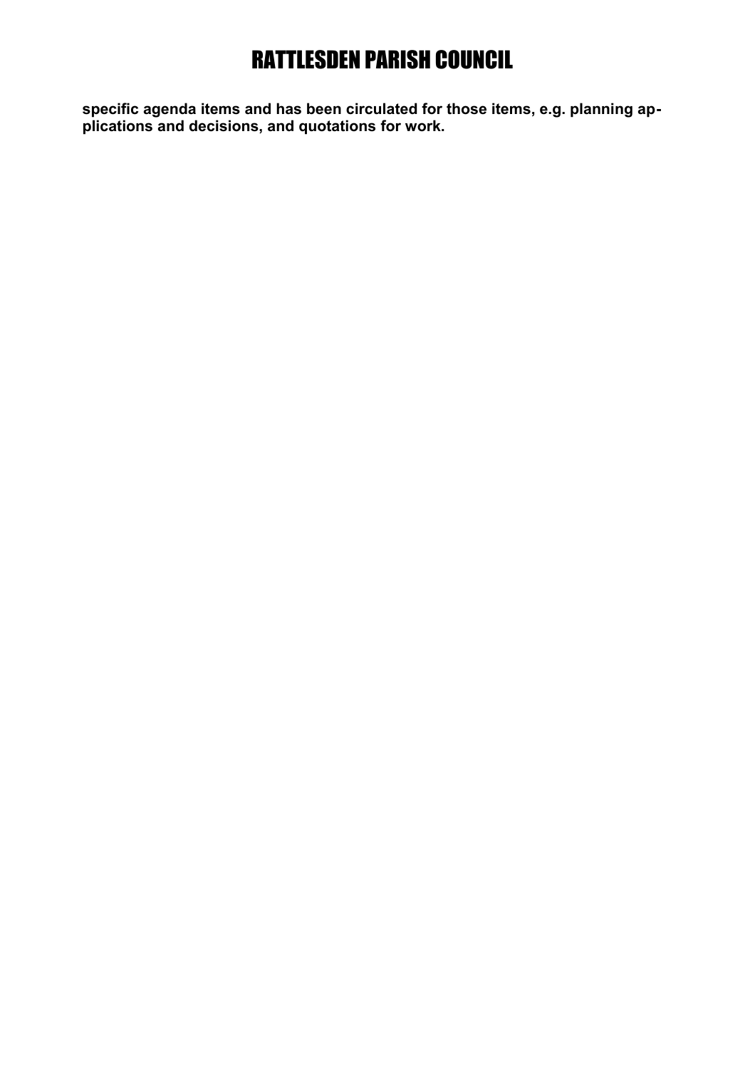**specific agenda items and has been circulated for those items, e.g. planning applications and decisions, and quotations for work.**